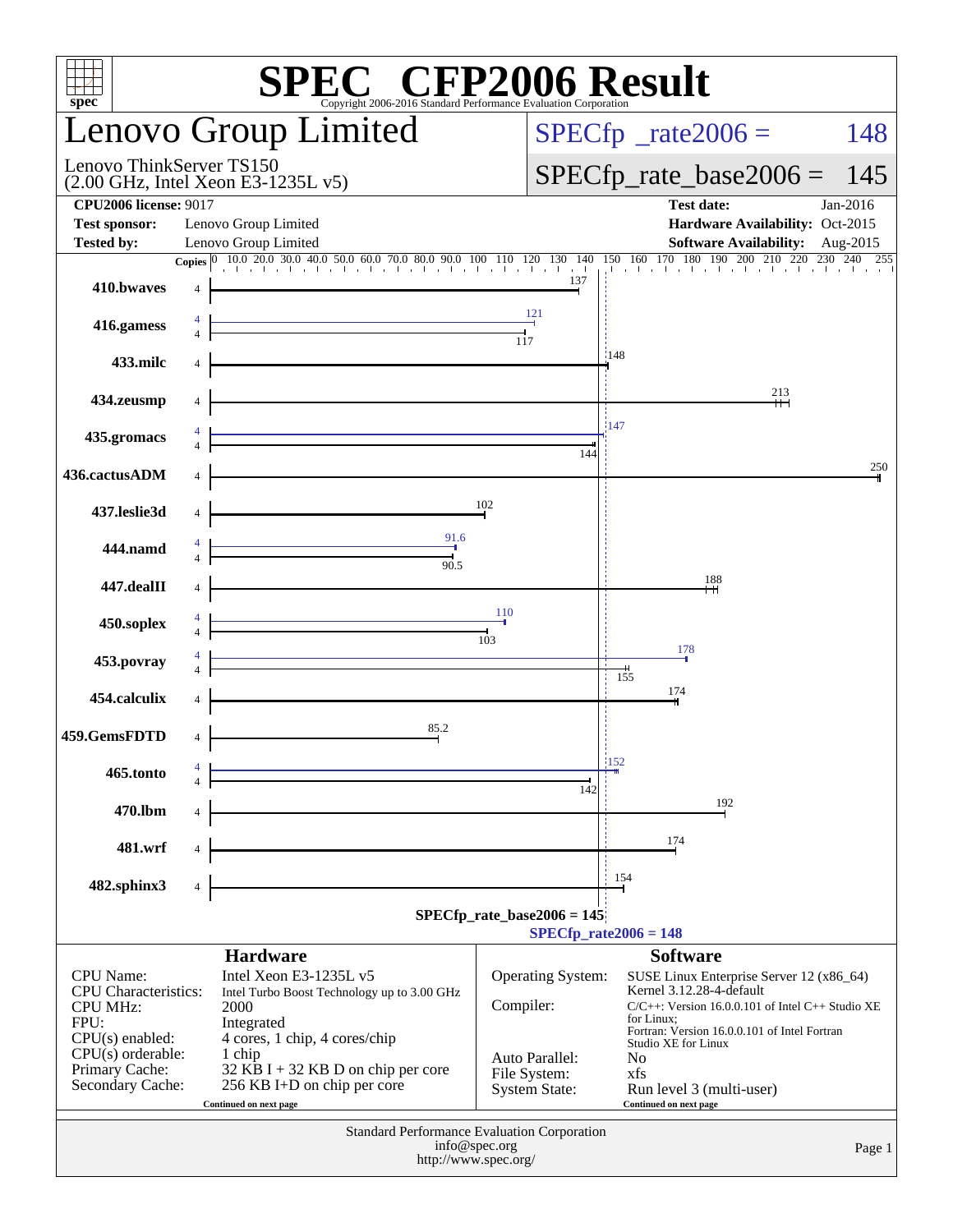# SPEC CFP2006 Result

Copyright 2006-2016 Standard Performance Evaluation Corporation

## Lenovo Group Limited

Lenovo ThinkServer TS150
(2.00 GHz, Intel Xeon E3-1235L v5)

SPECfp_rate2006 = 148

SPECfp_rate_base2006 = 145

| | | | |
|---|---|---|---|
| **CPU2006 license:** 9017 | | **Test date:** | Jan-2016 |
| **Test sponsor:** | Lenovo Group Limited | **Hardware Availability:** | Oct-2015 |
| **Tested by:** | Lenovo Group Limited | **Software Availability:** | Aug-2015 |

Copies 0 10.0 20.0 30.0 40.0 50.0 60.0 70.0 80.0 90.0 100 110 120 130 140 150 160 170 180 190 200 210 220 230 240 255

410.bwaves 4 137

416.gamess 4 121 4 117

433.milc 4 148

434.zeusmp 4 213

435.gromacs 4 147 4 144

436.cactusADM 4 250

437.leslie3d 4 102

444.namd 4 91.6 4 90.5

447.dealII 4 188

450.soplex 4 110 4 103

453.povray 4 178 4 155

454.calculix 4 174

459.GemsFDTD 4 85.2

465.tonto 4 152 4 142

470.lbm 4 192

481.wrf 4 174

482.sphinx3 4 154

SPECfp_rate_base2006 = 145

SPECfp_rate2006 = 148

### Hardware

| | |
|---|---|
| CPU Name: | Intel Xeon E3-1235L v5 |
| CPU Characteristics: | Intel Turbo Boost Technology up to 3.00 GHz |
| CPU MHz: | 2000 |
| FPU: | Integrated |
| CPU(s) enabled: | 4 cores, 1 chip, 4 cores/chip |
| CPU(s) orderable: | 1 chip |
| Primary Cache: | 32 KB I + 32 KB D on chip per core |
| Secondary Cache: | 256 KB I+D on chip per core |

Continued on next page

### Software

| | |
|---|---|
| Operating System: | SUSE Linux Enterprise Server 12 (x86_64) Kernel 3.12.28-4-default |
| Compiler: | C/C++: Version 16.0.0.101 of Intel C++ Studio XE for Linux; Fortran: Version 16.0.0.101 of Intel Fortran Studio XE for Linux |
| Auto Parallel: | No |
| File System: | xfs |
| System State: | Run level 3 (multi-user) |

Continued on next page

Standard Performance Evaluation Corporation
info@spec.org
http://www.spec.org/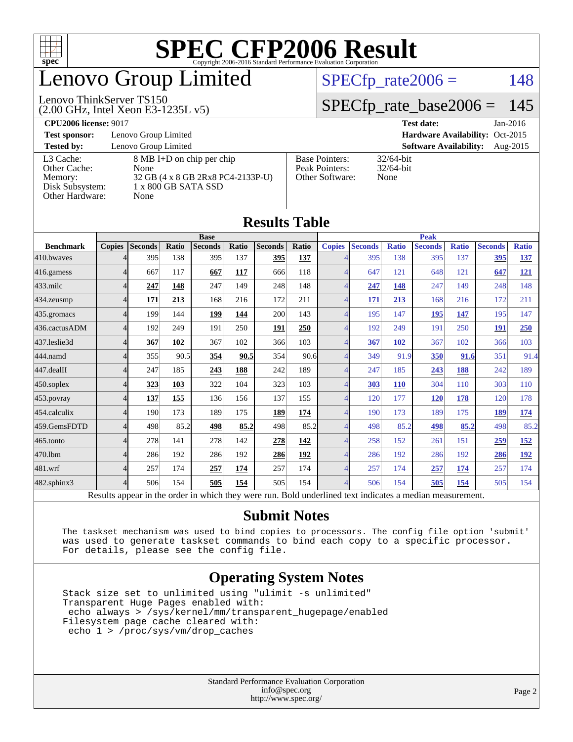# SPEC CFP2006 Result

Copyright 2006-2016 Standard Performance Evaluation Corporation

## Lenovo Group Limited

Lenovo ThinkServer TS150
(2.00 GHz, Intel Xeon E3-1235L v5)

SPECfp_rate2006 = 148

SPECfp_rate_base2006 = 145

| | | | |
|---|---|---|---|
| **CPU2006 license:** 9017 | | **Test date:** | Jan-2016 |
| **Test sponsor:** | Lenovo Group Limited | **Hardware Availability:** | Oct-2015 |
| **Tested by:** | Lenovo Group Limited | **Software Availability:** | Aug-2015 |

| | |
|---|---|
| L3 Cache: | 8 MB I+D on chip per chip |
| Other Cache: | None |
| Memory: | 32 GB (4 x 8 GB 2Rx8 PC4-2133P-U) |
| Disk Subsystem: | 1 x 800 GB SATA SSD |
| Other Hardware: | None |

| | |
|---|---|
| Base Pointers: | 32/64-bit |
| Peak Pointers: | 32/64-bit |
| Other Software: | None |

## Results Table

| | Base | | | | | | | Peak | | | | | | |
|---|---|---|---|---|---|---|---|---|---|---|---|---|---|---|
| **Benchmark** | **Copies** | **Seconds** | **Ratio** | **Seconds** | **Ratio** | **Seconds** | **Ratio** | **Copies** | **Seconds** | **Ratio** | **Seconds** | **Ratio** | **Seconds** | **Ratio** |
| 410.bwaves | 4 | 395 | 138 | 395 | 137 | **395** | **137** | 4 | 395 | 138 | 395 | 137 | **395** | **137** |
| 416.gamess | 4 | 667 | 117 | **667** | **117** | 666 | 118 | 4 | 647 | 121 | 648 | 121 | **647** | **121** |
| 433.milc | 4 | **247** | **148** | 247 | 149 | 248 | 148 | 4 | **247** | **148** | 247 | 149 | 248 | 148 |
| 434.zeusmp | 4 | **171** | **213** | 168 | 216 | 172 | 211 | 4 | **171** | **213** | 168 | 216 | 172 | 211 |
| 435.gromacs | 4 | 199 | 144 | **199** | **144** | 200 | 143 | 4 | 195 | 147 | **195** | **147** | 195 | 147 |
| 436.cactusADM | 4 | 192 | 249 | 191 | 250 | **191** | **250** | 4 | 192 | 249 | 191 | 250 | **191** | **250** |
| 437.leslie3d | 4 | **367** | **102** | 367 | 102 | 366 | 103 | 4 | **367** | **102** | 367 | 102 | 366 | 103 |
| 444.namd | 4 | 355 | 90.5 | **354** | **90.5** | 354 | 90.6 | 4 | 349 | 91.9 | **350** | **91.6** | 351 | 91.4 |
| 447.dealII | 4 | 247 | 185 | **243** | **188** | 242 | 189 | 4 | 247 | 185 | **243** | **188** | 242 | 189 |
| 450.soplex | 4 | **323** | **103** | 322 | 104 | 323 | 103 | 4 | **303** | **110** | 304 | 110 | 303 | 110 |
| 453.povray | 4 | **137** | **155** | 136 | 156 | 137 | 155 | 4 | 120 | 177 | **120** | **178** | 120 | 178 |
| 454.calculix | 4 | 190 | 173 | 189 | 175 | **189** | **174** | 4 | 190 | 173 | 189 | 175 | **189** | **174** |
| 459.GemsFDTD | 4 | 498 | 85.2 | **498** | **85.2** | 498 | 85.2 | 4 | 498 | 85.2 | **498** | **85.2** | 498 | 85.2 |
| 465.tonto | 4 | 278 | 141 | 278 | 142 | **278** | **142** | 4 | 258 | 152 | 261 | 151 | **259** | **152** |
| 470.lbm | 4 | 286 | 192 | 286 | 192 | **286** | **192** | 4 | 286 | 192 | 286 | 192 | **286** | **192** |
| 481.wrf | 4 | 257 | 174 | **257** | **174** | 257 | 174 | 4 | 257 | 174 | **257** | **174** | 257 | 174 |
| 482.sphinx3 | 4 | 506 | 154 | **505** | **154** | 505 | 154 | 4 | 506 | 154 | **505** | **154** | 505 | 154 |

Results appear in the order in which they were run. Bold underlined text indicates a median measurement.

## Submit Notes

```
The taskset mechanism was used to bind copies to processors. The config file option 'submit'
was used to generate taskset commands to bind each copy to a specific processor.
For details, please see the config file.
```

## Operating System Notes

```
Stack size set to unlimited using "ulimit -s unlimited"
Transparent Huge Pages enabled with:
 echo always > /sys/kernel/mm/transparent_hugepage/enabled
Filesystem page cache cleared with:
 echo 1 > /proc/sys/vm/drop_caches
```

Standard Performance Evaluation Corporation
info@spec.org
http://www.spec.org/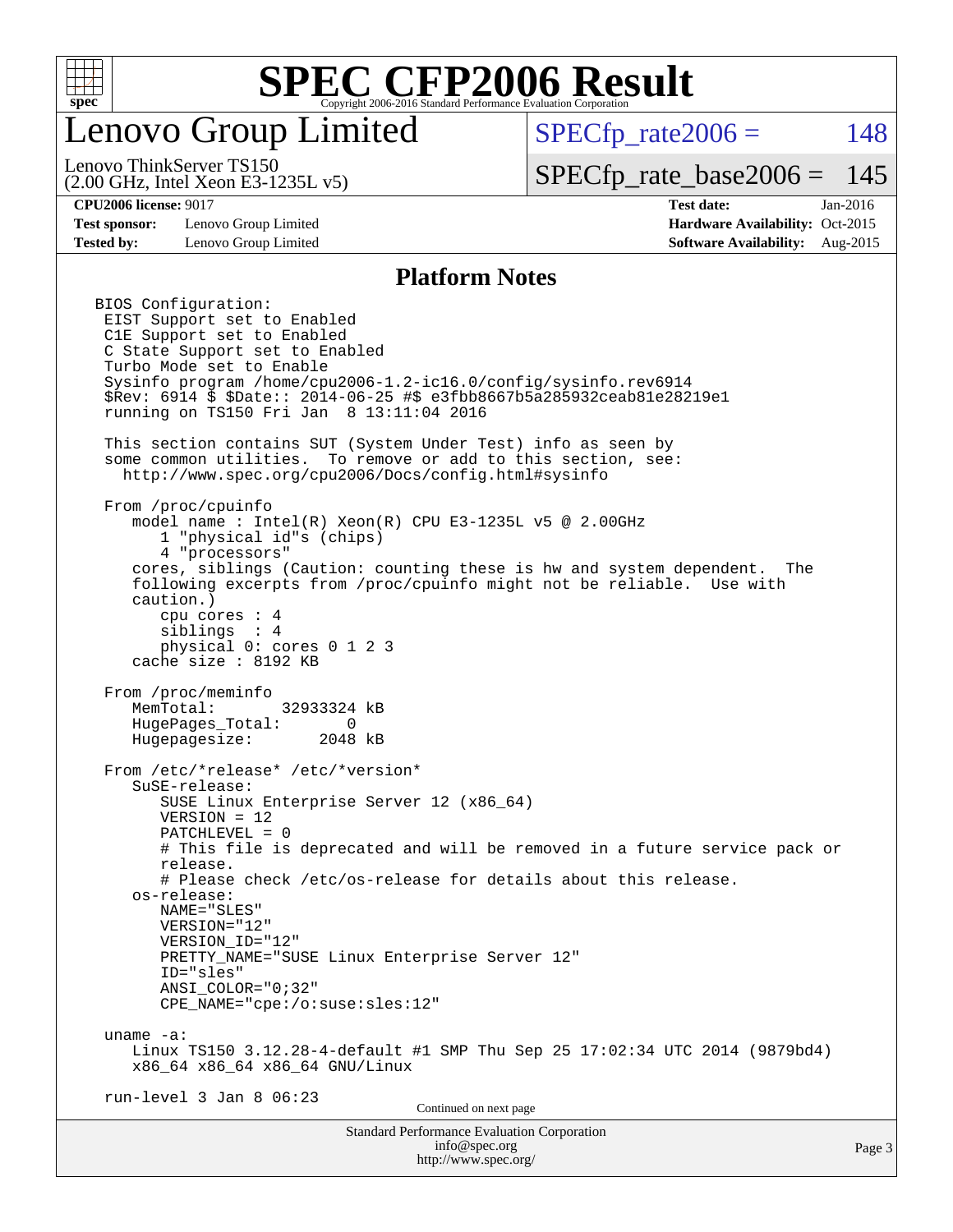# SPEC CFP2006 Result

Copyright 2006-2016 Standard Performance Evaluation Corporation

## Lenovo Group Limited

Lenovo ThinkServer TS150
(2.00 GHz, Intel Xeon E3-1235L v5)

SPECfp_rate2006 = 148

SPECfp_rate_base2006 = 145

**CPU2006 license:** 9017
**Test sponsor:** Lenovo Group Limited
**Tested by:** Lenovo Group Limited

**Test date:** Jan-2016
**Hardware Availability:** Oct-2015
**Software Availability:** Aug-2015

### Platform Notes

```
BIOS Configuration:
 EIST Support set to Enabled
 C1E Support set to Enabled
 C State Support set to Enabled
 Turbo Mode set to Enable
 Sysinfo program /home/cpu2006-1.2-ic16.0/config/sysinfo.rev6914
 $Rev: 6914 $ $Date:: 2014-06-25 #$ e3fbb8667b5a285932ceab81e28219e1
 running on TS150 Fri Jan  8 13:11:04 2016

 This section contains SUT (System Under Test) info as seen by
 some common utilities.  To remove or add to this section, see:
   http://www.spec.org/cpu2006/Docs/config.html#sysinfo

 From /proc/cpuinfo
    model name : Intel(R) Xeon(R) CPU E3-1235L v5 @ 2.00GHz
       1 "physical id"s (chips)
       4 "processors"
    cores, siblings (Caution: counting these is hw and system dependent.  The
    following excerpts from /proc/cpuinfo might not be reliable.  Use with
    caution.)
       cpu cores : 4
       siblings  : 4
       physical 0: cores 0 1 2 3
    cache size : 8192 KB

 From /proc/meminfo
    MemTotal:       32933324 kB
    HugePages_Total:       0
    Hugepagesize:       2048 kB

 From /etc/*release* /etc/*version*
    SuSE-release:
       SUSE Linux Enterprise Server 12 (x86_64)
       VERSION = 12
       PATCHLEVEL = 0
       # This file is deprecated and will be removed in a future service pack or
       release.
       # Please check /etc/os-release for details about this release.
    os-release:
       NAME="SLES"
       VERSION="12"
       VERSION_ID="12"
       PRETTY_NAME="SUSE Linux Enterprise Server 12"
       ID="sles"
       ANSI_COLOR="0;32"
       CPE_NAME="cpe:/o:suse:sles:12"

 uname -a:
    Linux TS150 3.12.28-4-default #1 SMP Thu Sep 25 17:02:34 UTC 2014 (9879bd4)
    x86_64 x86_64 x86_64 GNU/Linux

 run-level 3 Jan 8 06:23
```

Continued on next page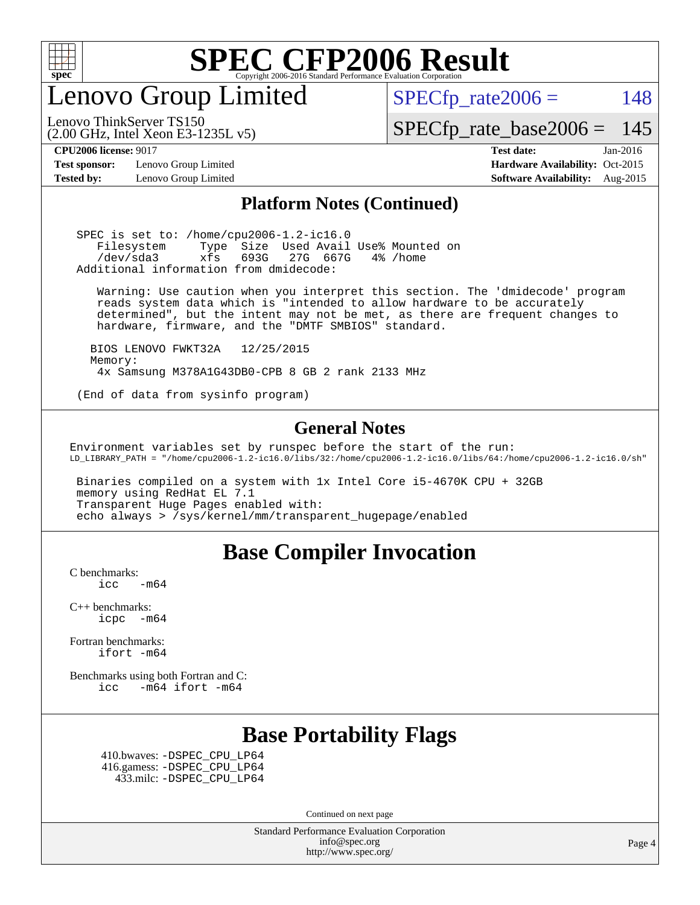# SPEC CFP2006 Result

Copyright 2006-2016 Standard Performance Evaluation Corporation

## Lenovo Group Limited

Lenovo ThinkServer TS150
(2.00 GHz, Intel Xeon E3-1235L v5)

SPECfp_rate2006 = 148

SPECfp_rate_base2006 = 145

**CPU2006 license:** 9017
**Test sponsor:** Lenovo Group Limited
**Tested by:** Lenovo Group Limited

**Test date:** Jan-2016
**Hardware Availability:** Oct-2015
**Software Availability:** Aug-2015

### Platform Notes (Continued)

```
 SPEC is set to: /home/cpu2006-1.2-ic16.0
    Filesystem     Type  Size  Used Avail Use% Mounted on
    /dev/sda3      xfs   693G   27G  667G   4% /home
 Additional information from dmidecode:

    Warning: Use caution when you interpret this section. The 'dmidecode' program
    reads system data which is "intended to allow hardware to be accurately
    determined", but the intent may not be met, as there are frequent changes to
    hardware, firmware, and the "DMTF SMBIOS" standard.

   BIOS LENOVO FWKT32A   12/25/2015
   Memory:
    4x Samsung M378A1G43DB0-CPB 8 GB 2 rank 2133 MHz

 (End of data from sysinfo program)
```

### General Notes

```
Environment variables set by runspec before the start of the run:
LD_LIBRARY_PATH = "/home/cpu2006-1.2-ic16.0/libs/32:/home/cpu2006-1.2-ic16.0/libs/64:/home/cpu2006-1.2-ic16.0/sh"

 Binaries compiled on a system with 1x Intel Core i5-4670K CPU + 32GB
 memory using RedHat EL 7.1
 Transparent Huge Pages enabled with:
 echo always > /sys/kernel/mm/transparent_hugepage/enabled
```

## Base Compiler Invocation

C benchmarks:
    icc   -m64

C++ benchmarks:
    icpc   -m64

Fortran benchmarks:
    ifort -m64

Benchmarks using both Fortran and C:
    icc   -m64 ifort -m64

## Base Portability Flags

410.bwaves: -DSPEC_CPU_LP64
416.gamess: -DSPEC_CPU_LP64
433.milc: -DSPEC_CPU_LP64

Continued on next page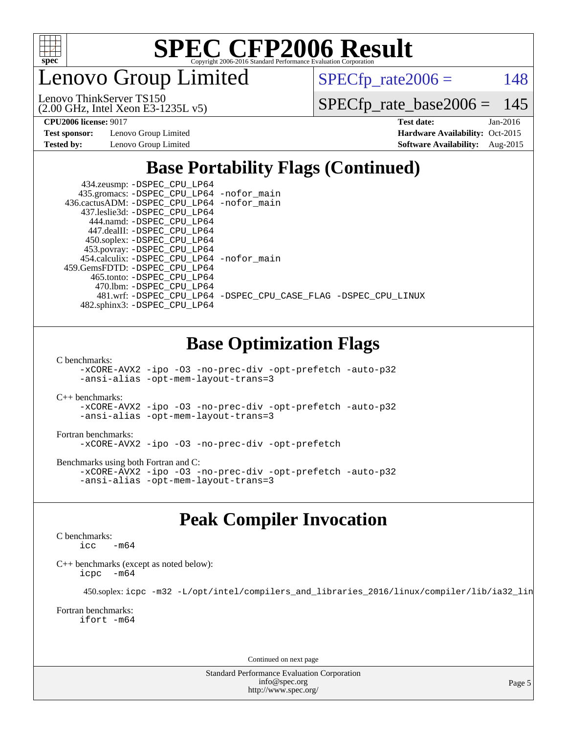# Lenovo Group Limited

Lenovo ThinkServer TS150
(2.00 GHz, Intel Xeon E3-1235L v5)

SPECfp_rate2006 = 148

SPECfp_rate_base2006 = 145

**CPU2006 license:** 9017
**Test sponsor:** Lenovo Group Limited
**Tested by:** Lenovo Group Limited

**Test date:** Jan-2016
**Hardware Availability:** Oct-2015
**Software Availability:** Aug-2015

## Base Portability Flags (Continued)

```
   434.zeusmp: -DSPEC_CPU_LP64
  435.gromacs: -DSPEC_CPU_LP64 -nofor_main
 436.cactusADM: -DSPEC_CPU_LP64 -nofor_main
  437.leslie3d: -DSPEC_CPU_LP64
     444.namd: -DSPEC_CPU_LP64
   447.dealII: -DSPEC_CPU_LP64
   450.soplex: -DSPEC_CPU_LP64
   453.povray: -DSPEC_CPU_LP64
  454.calculix: -DSPEC_CPU_LP64 -nofor_main
 459.GemsFDTD: -DSPEC_CPU_LP64
    465.tonto: -DSPEC_CPU_LP64
     470.lbm: -DSPEC_CPU_LP64
     481.wrf: -DSPEC_CPU_LP64 -DSPEC_CPU_CASE_FLAG -DSPEC_CPU_LINUX
  482.sphinx3: -DSPEC_CPU_LP64
```

## Base Optimization Flags

C benchmarks:
```
-xCORE-AVX2 -ipo -O3 -no-prec-div -opt-prefetch -auto-p32
-ansi-alias -opt-mem-layout-trans=3
```

C++ benchmarks:
```
-xCORE-AVX2 -ipo -O3 -no-prec-div -opt-prefetch -auto-p32
-ansi-alias -opt-mem-layout-trans=3
```

Fortran benchmarks:
```
-xCORE-AVX2 -ipo -O3 -no-prec-div -opt-prefetch
```

Benchmarks using both Fortran and C:
```
-xCORE-AVX2 -ipo -O3 -no-prec-div -opt-prefetch -auto-p32
-ansi-alias -opt-mem-layout-trans=3
```

## Peak Compiler Invocation

C benchmarks:
```
icc  -m64
```

C++ benchmarks (except as noted below):
```
icpc  -m64
```

450.soplex: `icpc -m32 -L/opt/intel/compilers_and_libraries_2016/linux/compiler/lib/ia32_lin`

Fortran benchmarks:
```
ifort -m64
```

Continued on next page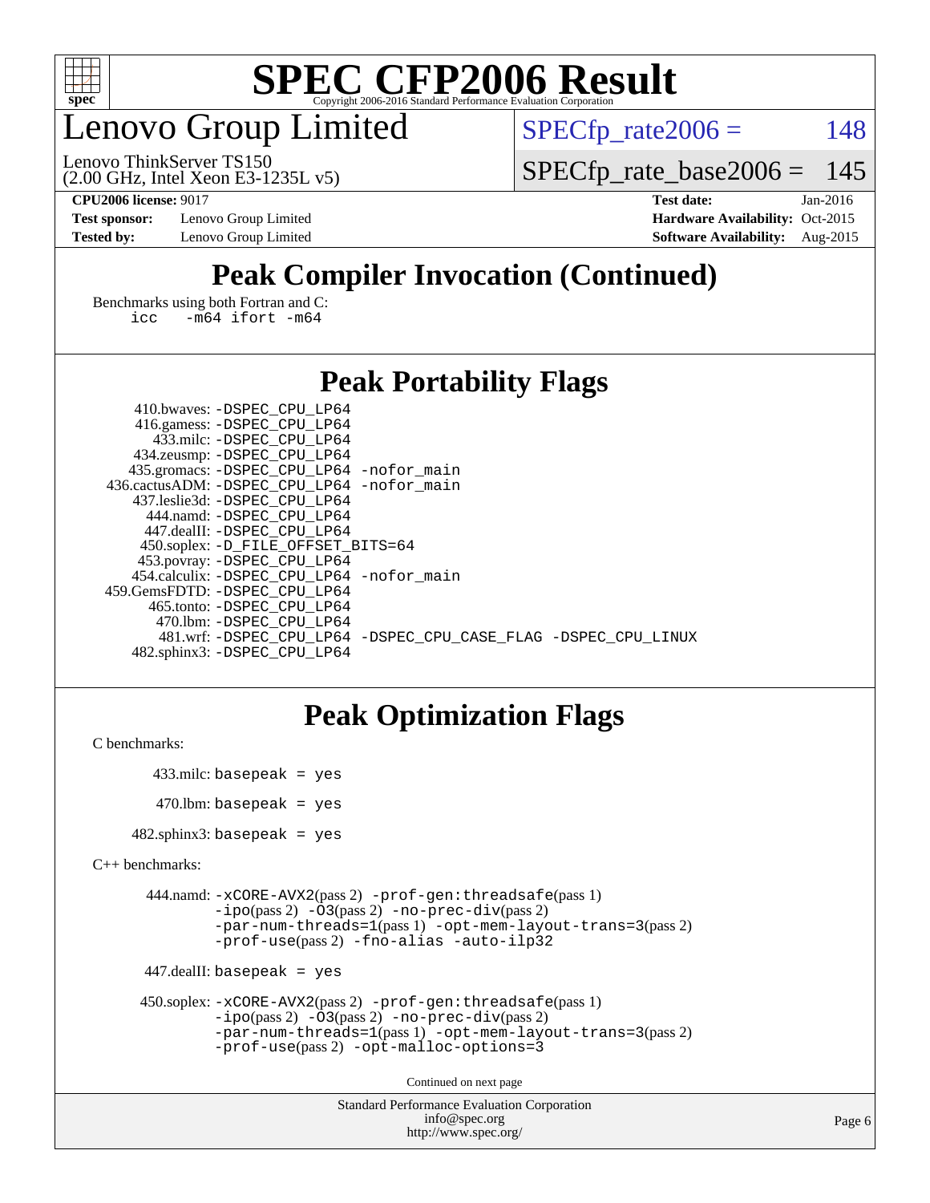# Peak Compiler Invocation (Continued)

Benchmarks using both Fortran and C:
```
icc   -m64 ifort -m64
```

# Peak Portability Flags

410.bwaves: `-DSPEC_CPU_LP64`
416.gamess: `-DSPEC_CPU_LP64`
433.milc: `-DSPEC_CPU_LP64`
434.zeusmp: `-DSPEC_CPU_LP64`
435.gromacs: `-DSPEC_CPU_LP64 -nofor_main`
436.cactusADM: `-DSPEC_CPU_LP64 -nofor_main`
437.leslie3d: `-DSPEC_CPU_LP64`
444.namd: `-DSPEC_CPU_LP64`
447.dealII: `-DSPEC_CPU_LP64`
450.soplex: `-D_FILE_OFFSET_BITS=64`
453.povray: `-DSPEC_CPU_LP64`
454.calculix: `-DSPEC_CPU_LP64 -nofor_main`
459.GemsFDTD: `-DSPEC_CPU_LP64`
465.tonto: `-DSPEC_CPU_LP64`
470.lbm: `-DSPEC_CPU_LP64`
481.wrf: `-DSPEC_CPU_LP64 -DSPEC_CPU_CASE_FLAG -DSPEC_CPU_LINUX`
482.sphinx3: `-DSPEC_CPU_LP64`

# Peak Optimization Flags

C benchmarks:

433.milc: `basepeak = yes`

470.lbm: `basepeak = yes`

482.sphinx3: `basepeak = yes`

C++ benchmarks:

444.namd: `-xCORE-AVX2`(pass 2) `-prof-gen:threadsafe`(pass 1) `-ipo`(pass 2) `-O3`(pass 2) `-no-prec-div`(pass 2) `-par-num-threads=1`(pass 1) `-opt-mem-layout-trans=3`(pass 2) `-prof-use`(pass 2) `-fno-alias -auto-ilp32`

447.dealII: `basepeak = yes`

450.soplex: `-xCORE-AVX2`(pass 2) `-prof-gen:threadsafe`(pass 1) `-ipo`(pass 2) `-O3`(pass 2) `-no-prec-div`(pass 2) `-par-num-threads=1`(pass 1) `-opt-mem-layout-trans=3`(pass 2) `-prof-use`(pass 2) `-opt-malloc-options=3`

Continued on next page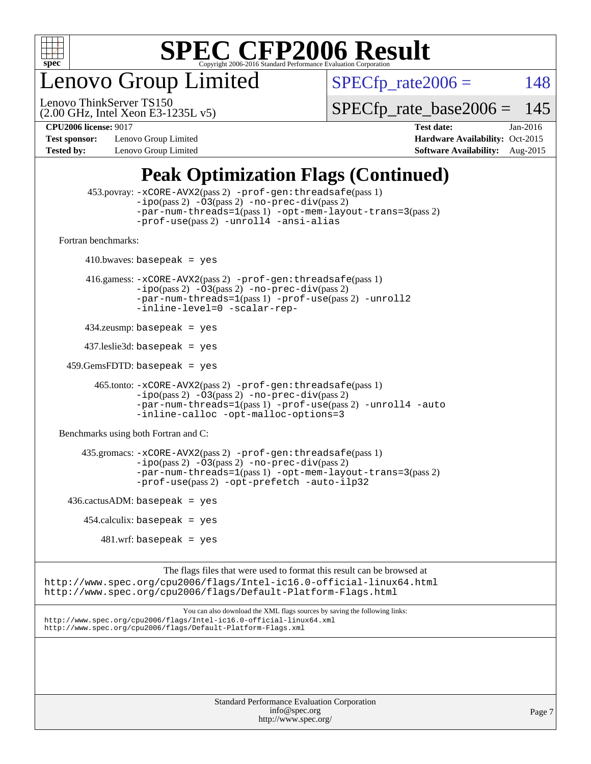# Peak Optimization Flags (Continued)

453.povray: -xCORE-AVX2(pass 2) -prof-gen:threadsafe(pass 1) -ipo(pass 2) -O3(pass 2) -no-prec-div(pass 2) -par-num-threads=1(pass 1) -opt-mem-layout-trans=3(pass 2) -prof-use(pass 2) -unroll4 -ansi-alias

Fortran benchmarks:

410.bwaves: basepeak = yes

416.gamess: -xCORE-AVX2(pass 2) -prof-gen:threadsafe(pass 1) -ipo(pass 2) -O3(pass 2) -no-prec-div(pass 2) -par-num-threads=1(pass 1) -prof-use(pass 2) -unroll2 -inline-level=0 -scalar-rep-

434.zeusmp: basepeak = yes

437.leslie3d: basepeak = yes

459.GemsFDTD: basepeak = yes

465.tonto: -xCORE-AVX2(pass 2) -prof-gen:threadsafe(pass 1) -ipo(pass 2) -O3(pass 2) -no-prec-div(pass 2) -par-num-threads=1(pass 1) -prof-use(pass 2) -unroll4 -auto -inline-calloc -opt-malloc-options=3

Benchmarks using both Fortran and C:

435.gromacs: -xCORE-AVX2(pass 2) -prof-gen:threadsafe(pass 1) -ipo(pass 2) -O3(pass 2) -no-prec-div(pass 2) -par-num-threads=1(pass 1) -opt-mem-layout-trans=3(pass 2) -prof-use(pass 2) -opt-prefetch -auto-ilp32

436.cactusADM: basepeak = yes

454.calculix: basepeak = yes

481.wrf: basepeak = yes

The flags files that were used to format this result can be browsed at
http://www.spec.org/cpu2006/flags/Intel-ic16.0-official-linux64.html
http://www.spec.org/cpu2006/flags/Default-Platform-Flags.html

You can also download the XML flags sources by saving the following links:
http://www.spec.org/cpu2006/flags/Intel-ic16.0-official-linux64.xml
http://www.spec.org/cpu2006/flags/Default-Platform-Flags.xml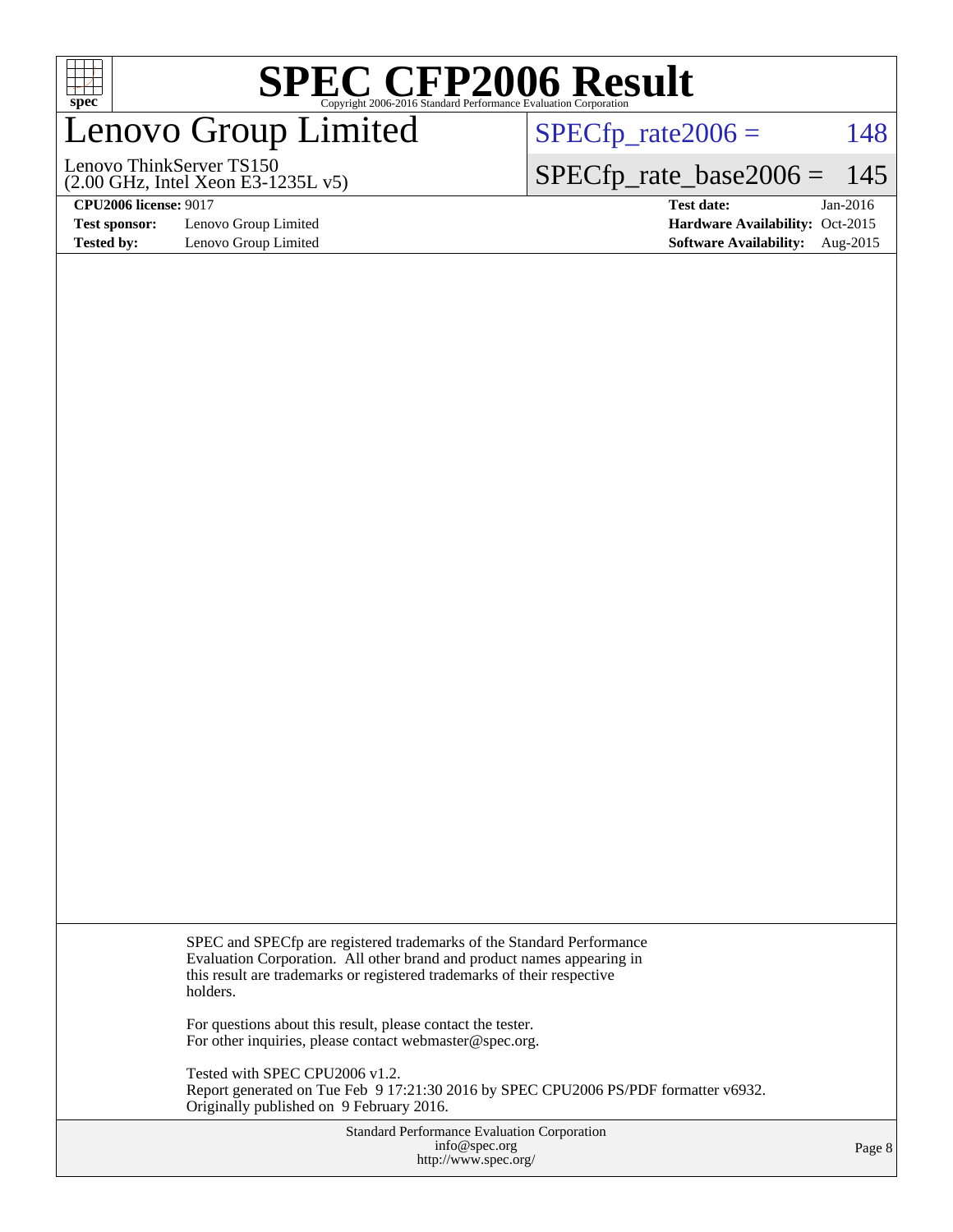SPEC and SPECfp are registered trademarks of the Standard Performance Evaluation Corporation. All other brand and product names appearing in this result are trademarks or registered trademarks of their respective holders.

For questions about this result, please contact the tester.
For other inquiries, please contact webmaster@spec.org.

Tested with SPEC CPU2006 v1.2.
Report generated on Tue Feb 9 17:21:30 2016 by SPEC CPU2006 PS/PDF formatter v6932.
Originally published on 9 February 2016.